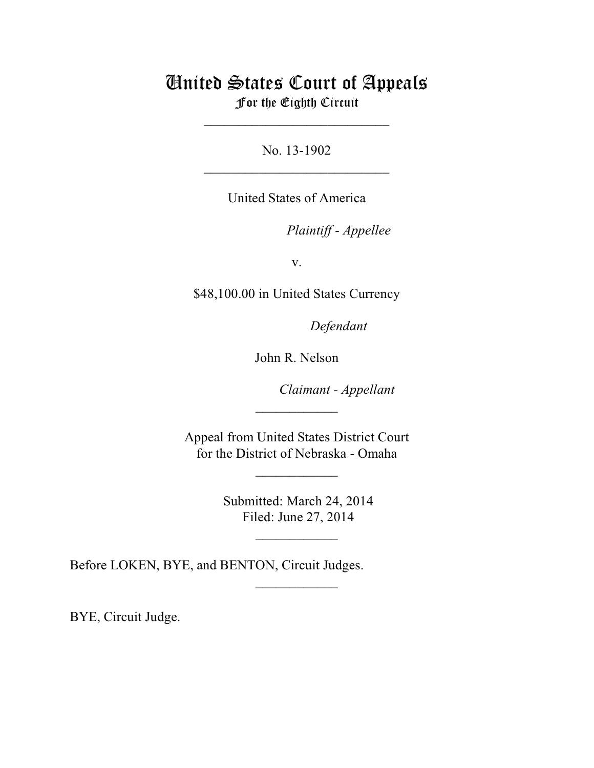# United States Court of Appeals
## For the Eighth Circuit

---

No. 13-1902

---

United States of America

*Plaintiff - Appellee*

v.

$48,100.00 in United States Currency

*Defendant*

John R. Nelson

*Claimant - Appellant*

---

Appeal from United States District Court
for the District of Nebraska - Omaha

---

Submitted: March 24, 2014
Filed: June 27, 2014

---

Before LOKEN, BYE, and BENTON, Circuit Judges.

---

BYE, Circuit Judge.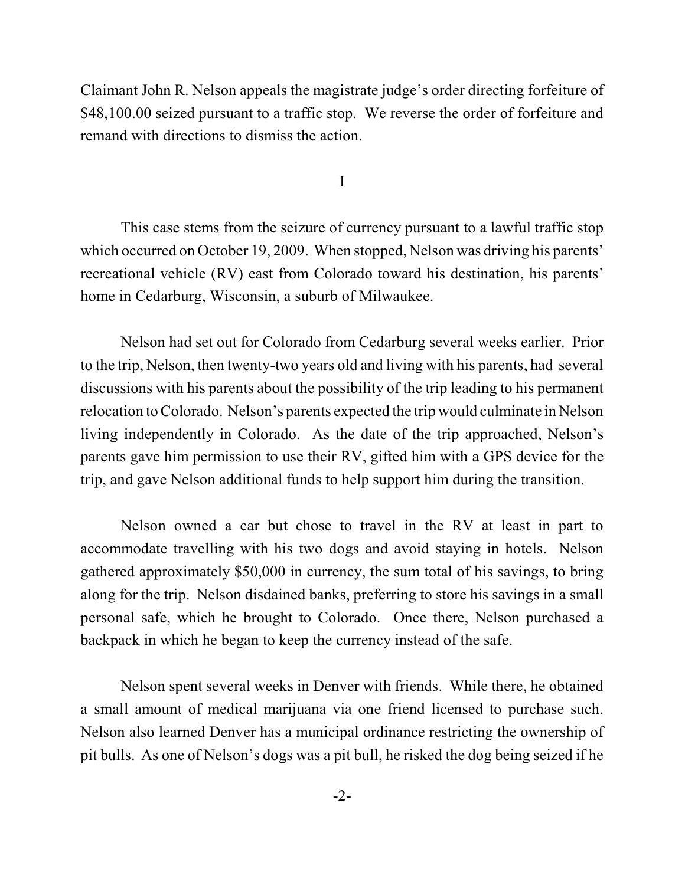Claimant John R. Nelson appeals the magistrate judge's order directing forfeiture of $48,100.00 seized pursuant to a traffic stop. We reverse the order of forfeiture and remand with directions to dismiss the action.

# I

This case stems from the seizure of currency pursuant to a lawful traffic stop which occurred on October 19, 2009. When stopped, Nelson was driving his parents' recreational vehicle (RV) east from Colorado toward his destination, his parents' home in Cedarburg, Wisconsin, a suburb of Milwaukee.

Nelson had set out for Colorado from Cedarburg several weeks earlier. Prior to the trip, Nelson, then twenty-two years old and living with his parents, had several discussions with his parents about the possibility of the trip leading to his permanent relocation to Colorado. Nelson's parents expected the trip would culminate in Nelson living independently in Colorado. As the date of the trip approached, Nelson's parents gave him permission to use their RV, gifted him with a GPS device for the trip, and gave Nelson additional funds to help support him during the transition.

Nelson owned a car but chose to travel in the RV at least in part to accommodate travelling with his two dogs and avoid staying in hotels. Nelson gathered approximately $50,000 in currency, the sum total of his savings, to bring along for the trip. Nelson disdained banks, preferring to store his savings in a small personal safe, which he brought to Colorado. Once there, Nelson purchased a backpack in which he began to keep the currency instead of the safe.

Nelson spent several weeks in Denver with friends. While there, he obtained a small amount of medical marijuana via one friend licensed to purchase such. Nelson also learned Denver has a municipal ordinance restricting the ownership of pit bulls. As one of Nelson's dogs was a pit bull, he risked the dog being seized if he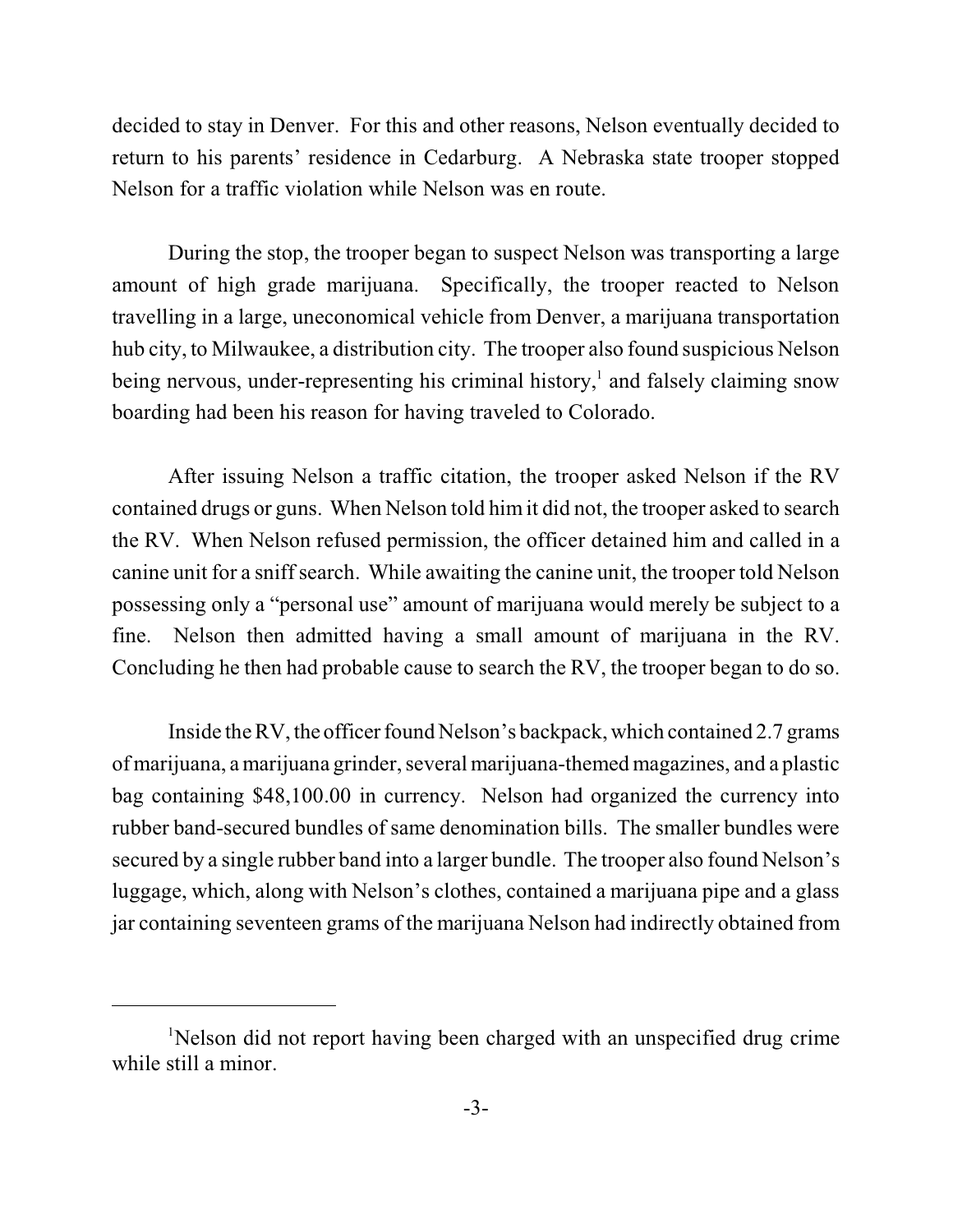decided to stay in Denver. For this and other reasons, Nelson eventually decided to return to his parents' residence in Cedarburg. A Nebraska state trooper stopped Nelson for a traffic violation while Nelson was en route.

During the stop, the trooper began to suspect Nelson was transporting a large amount of high grade marijuana. Specifically, the trooper reacted to Nelson travelling in a large, uneconomical vehicle from Denver, a marijuana transportation hub city, to Milwaukee, a distribution city. The trooper also found suspicious Nelson being nervous, under-representing his criminal history,[1] and falsely claiming snow boarding had been his reason for having traveled to Colorado.

After issuing Nelson a traffic citation, the trooper asked Nelson if the RV contained drugs or guns. When Nelson told him it did not, the trooper asked to search the RV. When Nelson refused permission, the officer detained him and called in a canine unit for a sniff search. While awaiting the canine unit, the trooper told Nelson possessing only a "personal use" amount of marijuana would merely be subject to a fine. Nelson then admitted having a small amount of marijuana in the RV. Concluding he then had probable cause to search the RV, the trooper began to do so.

Inside the RV, the officer found Nelson's backpack, which contained 2.7 grams of marijuana, a marijuana grinder, several marijuana-themed magazines, and a plastic bag containing $48,100.00 in currency. Nelson had organized the currency into rubber band-secured bundles of same denomination bills. The smaller bundles were secured by a single rubber band into a larger bundle. The trooper also found Nelson's luggage, which, along with Nelson's clothes, contained a marijuana pipe and a glass jar containing seventeen grams of the marijuana Nelson had indirectly obtained from

---

[1] Nelson did not report having been charged with an unspecified drug crime while still a minor.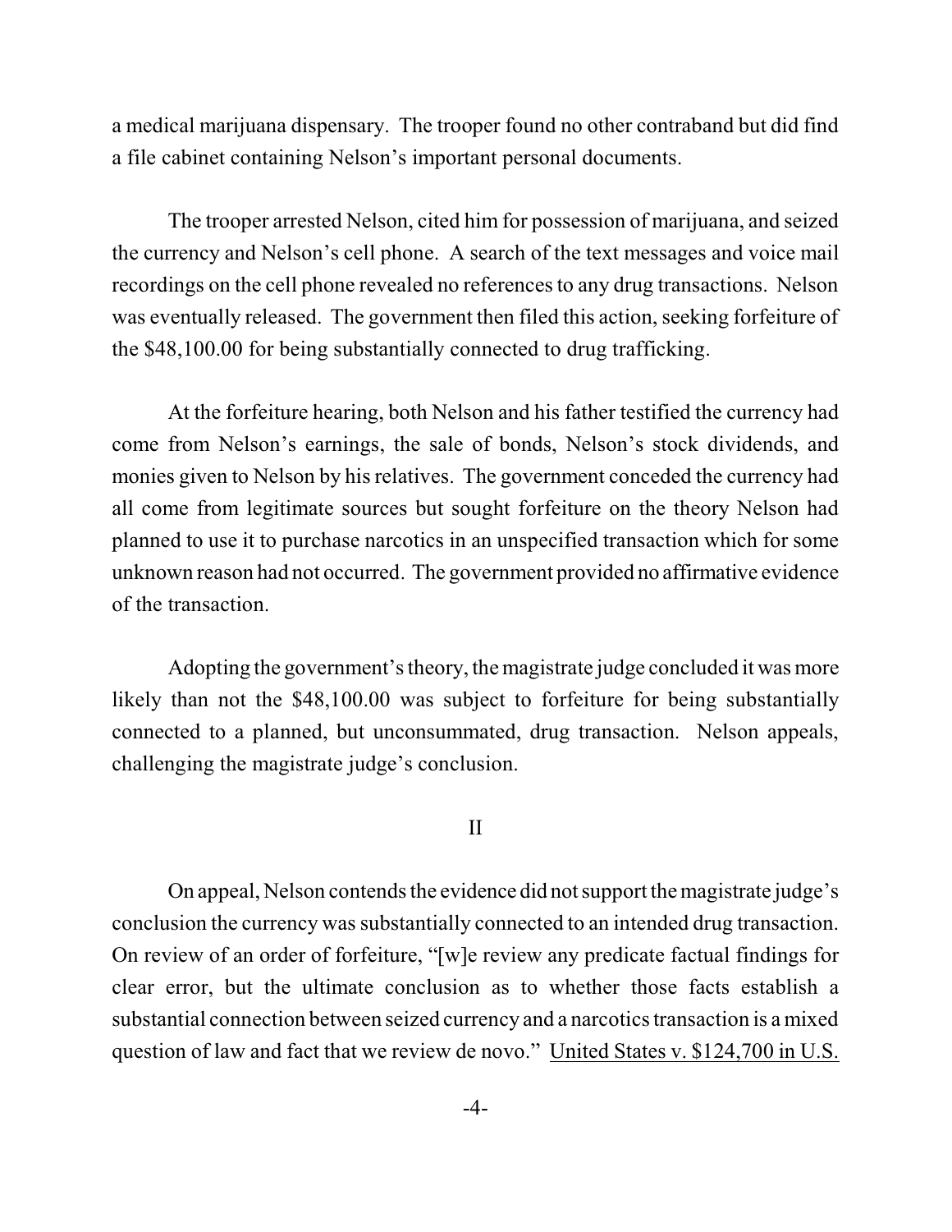a medical marijuana dispensary. The trooper found no other contraband but did find a file cabinet containing Nelson's important personal documents.

The trooper arrested Nelson, cited him for possession of marijuana, and seized the currency and Nelson's cell phone. A search of the text messages and voice mail recordings on the cell phone revealed no references to any drug transactions. Nelson was eventually released. The government then filed this action, seeking forfeiture of the $48,100.00 for being substantially connected to drug trafficking.

At the forfeiture hearing, both Nelson and his father testified the currency had come from Nelson's earnings, the sale of bonds, Nelson's stock dividends, and monies given to Nelson by his relatives. The government conceded the currency had all come from legitimate sources but sought forfeiture on the theory Nelson had planned to use it to purchase narcotics in an unspecified transaction which for some unknown reason had not occurred. The government provided no affirmative evidence of the transaction.

Adopting the government's theory, the magistrate judge concluded it was more likely than not the $48,100.00 was subject to forfeiture for being substantially connected to a planned, but unconsummated, drug transaction. Nelson appeals, challenging the magistrate judge's conclusion.

## II

On appeal, Nelson contends the evidence did not support the magistrate judge's conclusion the currency was substantially connected to an intended drug transaction. On review of an order of forfeiture, "[w]e review any predicate factual findings for clear error, but the ultimate conclusion as to whether those facts establish a substantial connection between seized currency and a narcotics transaction is a mixed question of law and fact that we review de novo." United States v. $124,700 in U.S.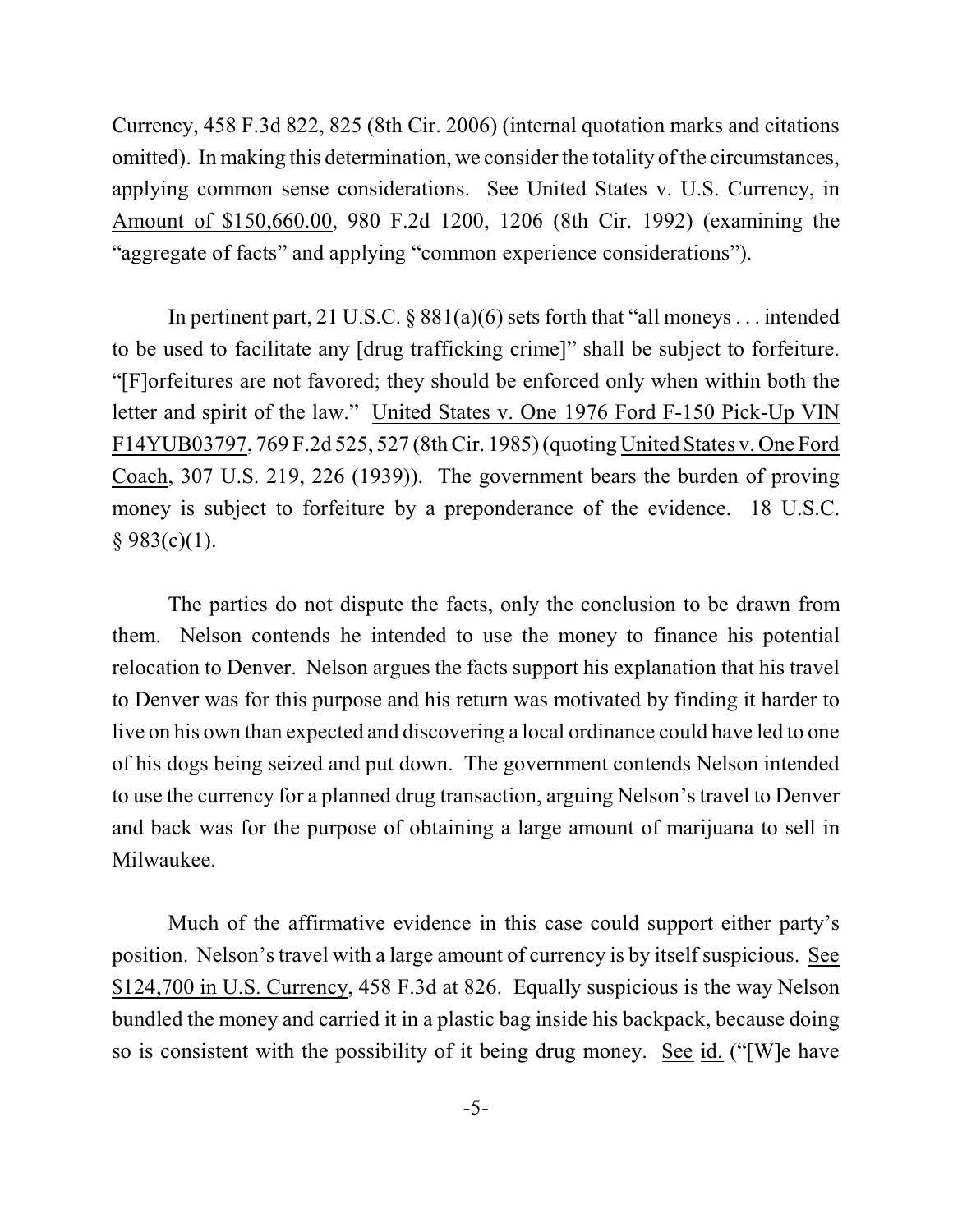Currency, 458 F.3d 822, 825 (8th Cir. 2006) (internal quotation marks and citations omitted). In making this determination, we consider the totality of the circumstances, applying common sense considerations. See United States v. U.S. Currency, in Amount of $150,660.00, 980 F.2d 1200, 1206 (8th Cir. 1992) (examining the "aggregate of facts" and applying "common experience considerations").

In pertinent part, 21 U.S.C. § 881(a)(6) sets forth that "all moneys . . . intended to be used to facilitate any [drug trafficking crime]" shall be subject to forfeiture. "[F]orfeitures are not favored; they should be enforced only when within both the letter and spirit of the law." United States v. One 1976 Ford F-150 Pick-Up VIN F14YUB03797, 769 F.2d 525, 527 (8th Cir. 1985) (quoting United States v. One Ford Coach, 307 U.S. 219, 226 (1939)). The government bears the burden of proving money is subject to forfeiture by a preponderance of the evidence. 18 U.S.C. § 983(c)(1).

The parties do not dispute the facts, only the conclusion to be drawn from them. Nelson contends he intended to use the money to finance his potential relocation to Denver. Nelson argues the facts support his explanation that his travel to Denver was for this purpose and his return was motivated by finding it harder to live on his own than expected and discovering a local ordinance could have led to one of his dogs being seized and put down. The government contends Nelson intended to use the currency for a planned drug transaction, arguing Nelson's travel to Denver and back was for the purpose of obtaining a large amount of marijuana to sell in Milwaukee.

Much of the affirmative evidence in this case could support either party's position. Nelson's travel with a large amount of currency is by itself suspicious. See $124,700 in U.S. Currency, 458 F.3d at 826. Equally suspicious is the way Nelson bundled the money and carried it in a plastic bag inside his backpack, because doing so is consistent with the possibility of it being drug money. See id. ("[W]e have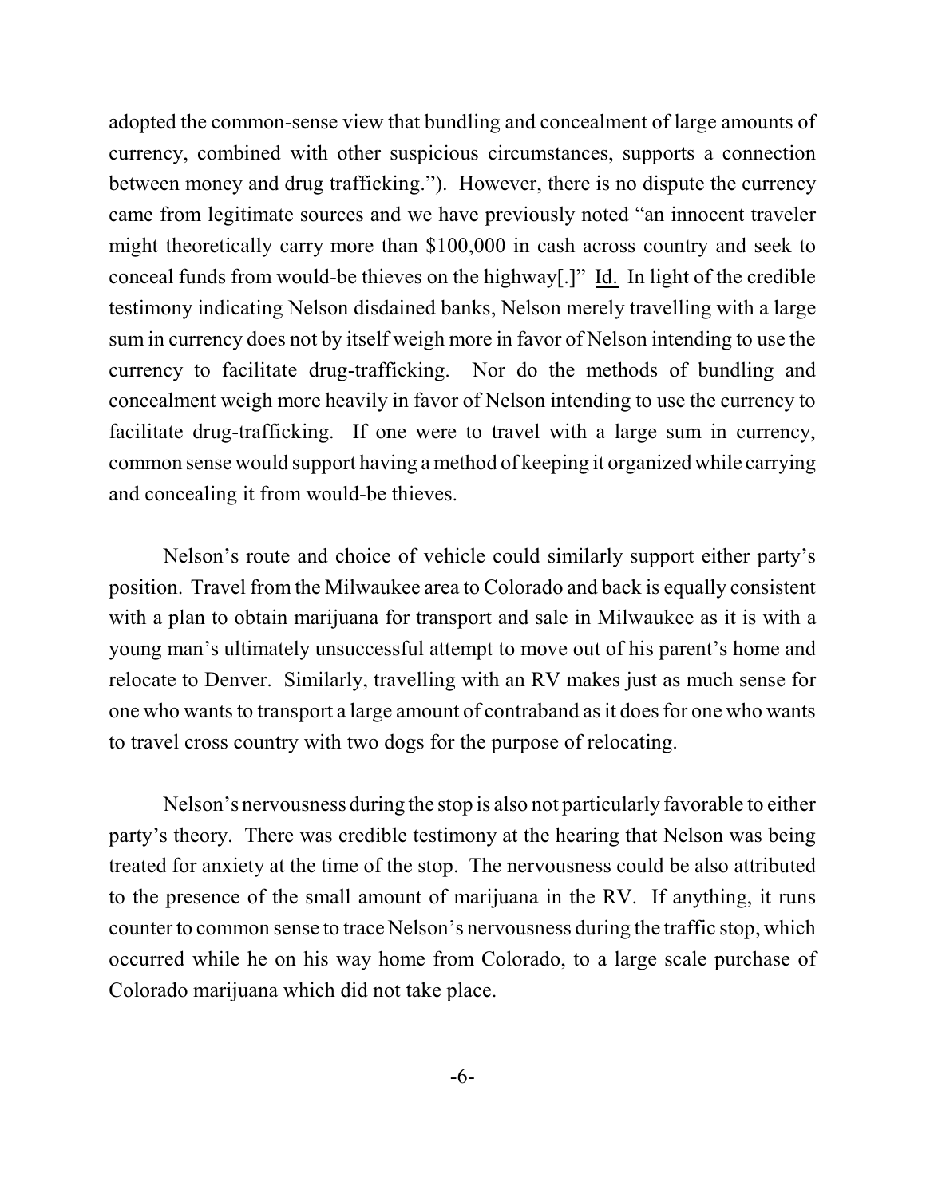adopted the common-sense view that bundling and concealment of large amounts of currency, combined with other suspicious circumstances, supports a connection between money and drug trafficking."). However, there is no dispute the currency came from legitimate sources and we have previously noted "an innocent traveler might theoretically carry more than $100,000 in cash across country and seek to conceal funds from would-be thieves on the highway[.]" Id. In light of the credible testimony indicating Nelson disdained banks, Nelson merely travelling with a large sum in currency does not by itself weigh more in favor of Nelson intending to use the currency to facilitate drug-trafficking. Nor do the methods of bundling and concealment weigh more heavily in favor of Nelson intending to use the currency to facilitate drug-trafficking. If one were to travel with a large sum in currency, common sense would support having a method of keeping it organized while carrying and concealing it from would-be thieves.

Nelson's route and choice of vehicle could similarly support either party's position. Travel from the Milwaukee area to Colorado and back is equally consistent with a plan to obtain marijuana for transport and sale in Milwaukee as it is with a young man's ultimately unsuccessful attempt to move out of his parent's home and relocate to Denver. Similarly, travelling with an RV makes just as much sense for one who wants to transport a large amount of contraband as it does for one who wants to travel cross country with two dogs for the purpose of relocating.

Nelson's nervousness during the stop is also not particularly favorable to either party's theory. There was credible testimony at the hearing that Nelson was being treated for anxiety at the time of the stop. The nervousness could be also attributed to the presence of the small amount of marijuana in the RV. If anything, it runs counter to common sense to trace Nelson's nervousness during the traffic stop, which occurred while he on his way home from Colorado, to a large scale purchase of Colorado marijuana which did not take place.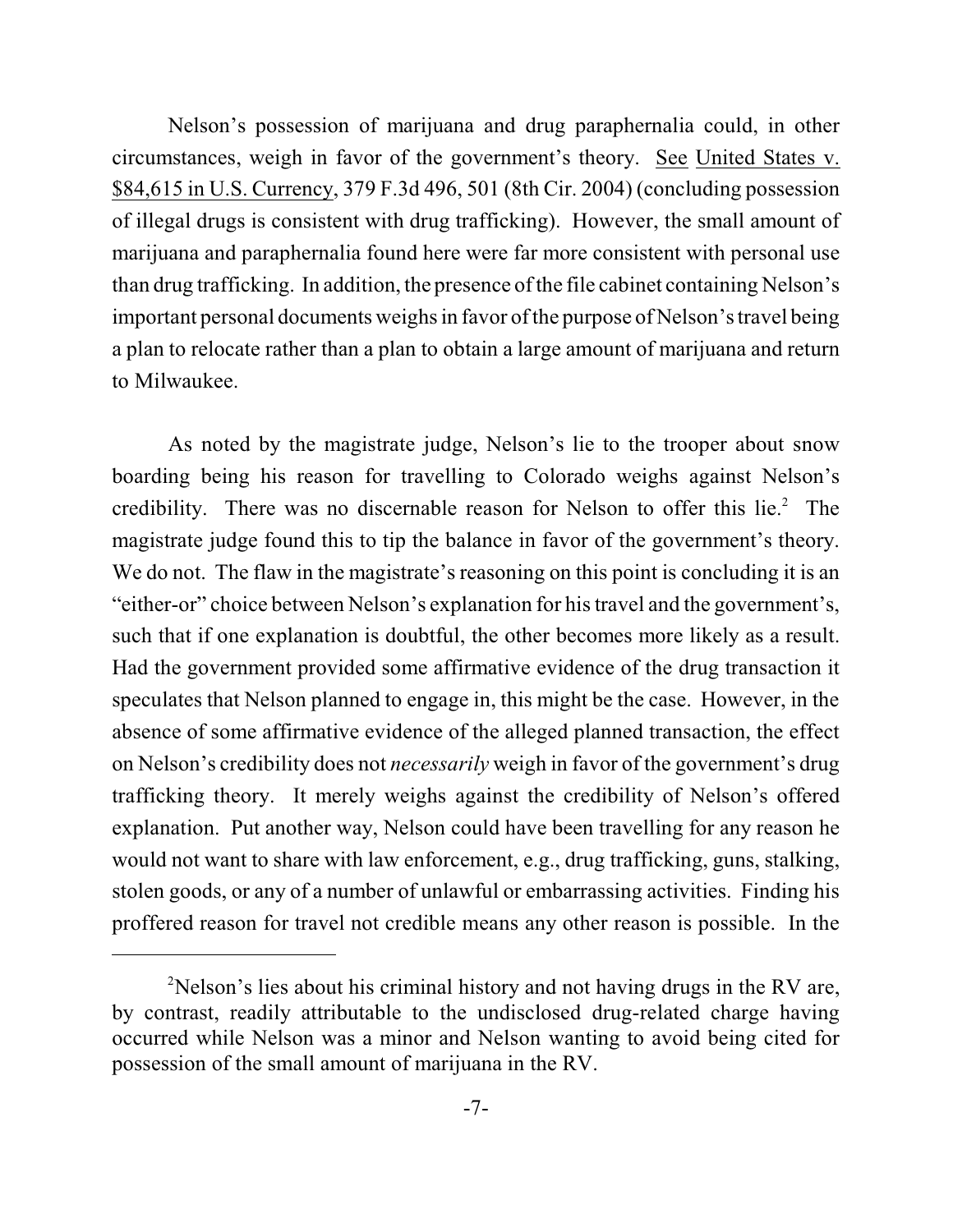Nelson's possession of marijuana and drug paraphernalia could, in other circumstances, weigh in favor of the government's theory. See United States v. $84,615 in U.S. Currency, 379 F.3d 496, 501 (8th Cir. 2004) (concluding possession of illegal drugs is consistent with drug trafficking). However, the small amount of marijuana and paraphernalia found here were far more consistent with personal use than drug trafficking. In addition, the presence of the file cabinet containing Nelson's important personal documents weighs in favor of the purpose of Nelson's travel being a plan to relocate rather than a plan to obtain a large amount of marijuana and return to Milwaukee.

As noted by the magistrate judge, Nelson's lie to the trooper about snow boarding being his reason for travelling to Colorado weighs against Nelson's credibility. There was no discernable reason for Nelson to offer this lie.[2] The magistrate judge found this to tip the balance in favor of the government's theory. We do not. The flaw in the magistrate's reasoning on this point is concluding it is an "either-or" choice between Nelson's explanation for his travel and the government's, such that if one explanation is doubtful, the other becomes more likely as a result. Had the government provided some affirmative evidence of the drug transaction it speculates that Nelson planned to engage in, this might be the case. However, in the absence of some affirmative evidence of the alleged planned transaction, the effect on Nelson's credibility does not *necessarily* weigh in favor of the government's drug trafficking theory. It merely weighs against the credibility of Nelson's offered explanation. Put another way, Nelson could have been travelling for any reason he would not want to share with law enforcement, e.g., drug trafficking, guns, stalking, stolen goods, or any of a number of unlawful or embarrassing activities. Finding his proffered reason for travel not credible means any other reason is possible. In the

---

[2]Nelson's lies about his criminal history and not having drugs in the RV are, by contrast, readily attributable to the undisclosed drug-related charge having occurred while Nelson was a minor and Nelson wanting to avoid being cited for possession of the small amount of marijuana in the RV.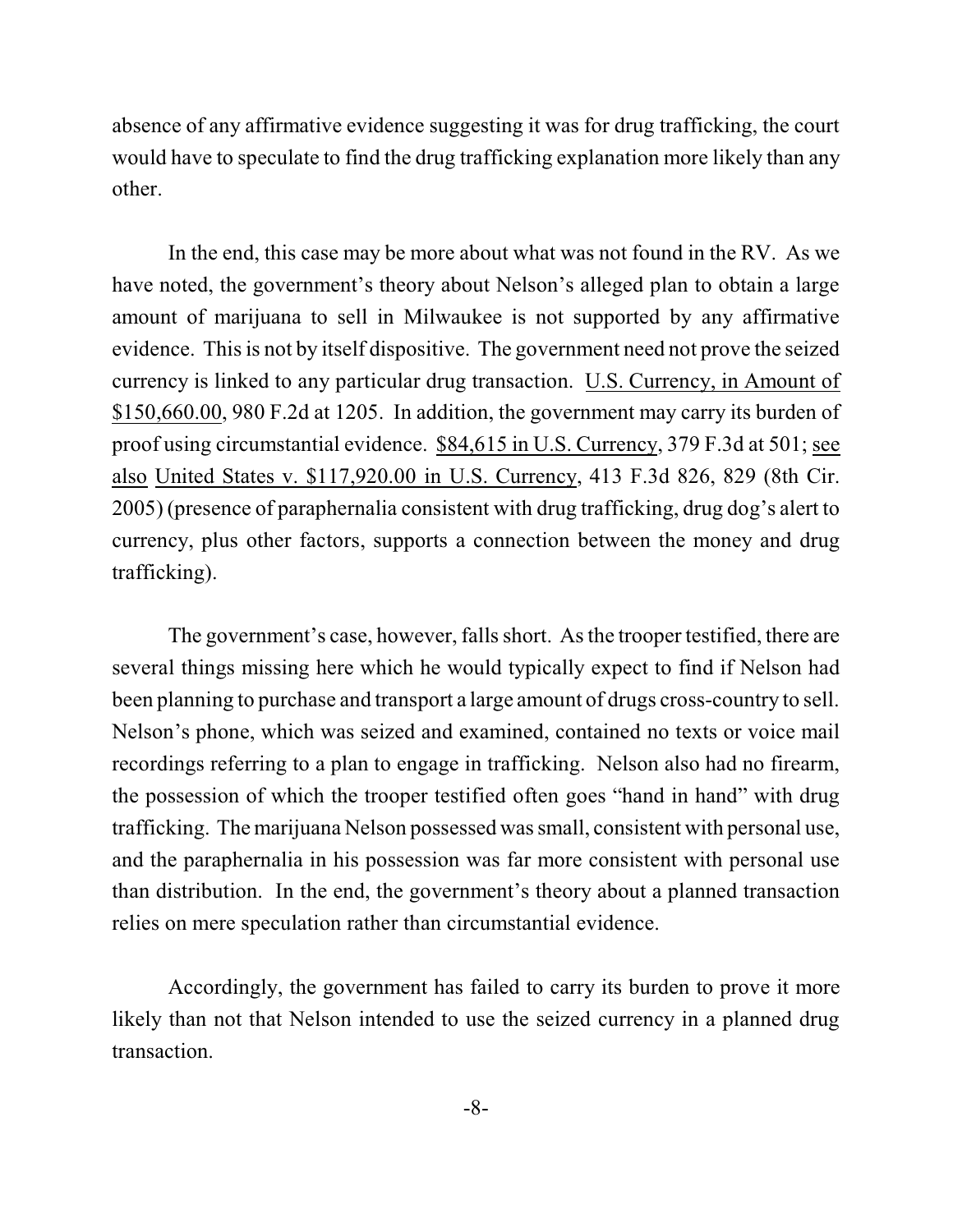absence of any affirmative evidence suggesting it was for drug trafficking, the court would have to speculate to find the drug trafficking explanation more likely than any other.

In the end, this case may be more about what was not found in the RV. As we have noted, the government's theory about Nelson's alleged plan to obtain a large amount of marijuana to sell in Milwaukee is not supported by any affirmative evidence. This is not by itself dispositive. The government need not prove the seized currency is linked to any particular drug transaction. U.S. Currency, in Amount of $150,660.00, 980 F.2d at 1205. In addition, the government may carry its burden of proof using circumstantial evidence. $84,615 in U.S. Currency, 379 F.3d at 501; see also United States v. $117,920.00 in U.S. Currency, 413 F.3d 826, 829 (8th Cir. 2005) (presence of paraphernalia consistent with drug trafficking, drug dog's alert to currency, plus other factors, supports a connection between the money and drug trafficking).

The government's case, however, falls short. As the trooper testified, there are several things missing here which he would typically expect to find if Nelson had been planning to purchase and transport a large amount of drugs cross-country to sell. Nelson's phone, which was seized and examined, contained no texts or voice mail recordings referring to a plan to engage in trafficking. Nelson also had no firearm, the possession of which the trooper testified often goes "hand in hand" with drug trafficking. The marijuana Nelson possessed was small, consistent with personal use, and the paraphernalia in his possession was far more consistent with personal use than distribution. In the end, the government's theory about a planned transaction relies on mere speculation rather than circumstantial evidence.

Accordingly, the government has failed to carry its burden to prove it more likely than not that Nelson intended to use the seized currency in a planned drug transaction.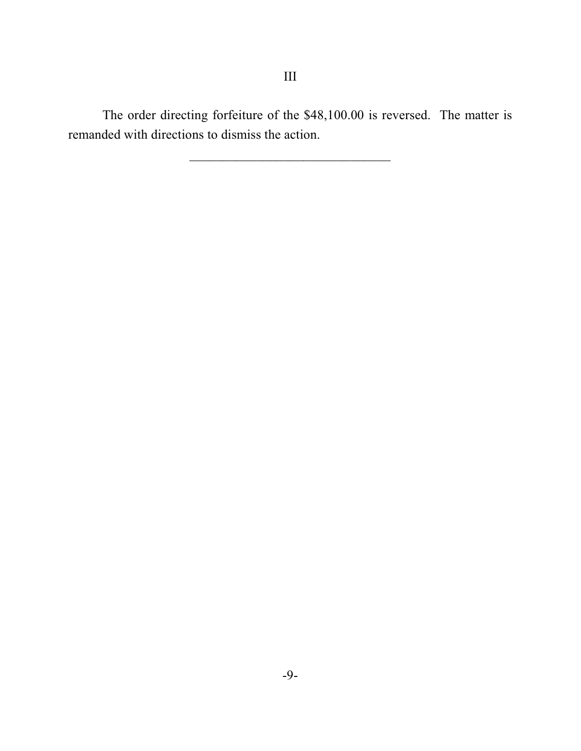## III

The order directing forfeiture of the $48,100.00 is reversed. The matter is remanded with directions to dismiss the action.

---